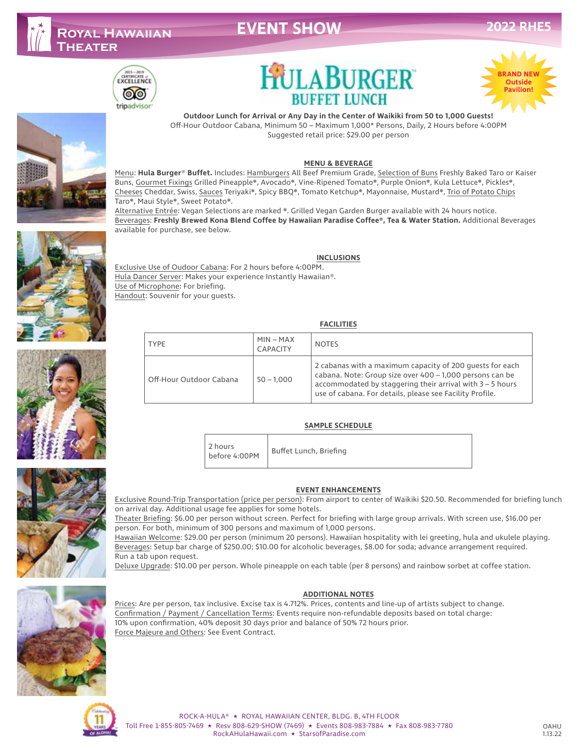# ROYAL HAWAIIAN THEATER

# EVENT SHOW

**2022 RHE5**

# HULABURGER® BUFFET LUNCH

**BRAND NEW Outside Pavilion!**

**Outdoor Lunch for Arrival or Any Day in the Center of Waikiki from 50 to 1,000 Guests!**
Off-Hour Outdoor Cabana, Minimum 50 – Maximum 1,000* Persons, Daily, 2 Hours before 4:00PM
Suggested retail price: $29.00 per person

## MENU & BEVERAGE

Menu: **Hula Burger® Buffet.** Includes: Hamburgers All Beef Premium Grade, Selection of Buns Freshly Baked Taro or Kaiser Buns, Gourmet Fixings Grilled Pineapple*, Avocado*, Vine-Ripened Tomato*, Purple Onion*, Kula Lettuce*, Pickles*, Cheeses Cheddar, Swiss, Sauces Teriyaki*, Spicy BBQ*, Tomato Ketchup*, Mayonnaise, Mustard*, Trio of Potato Chips Taro*, Maui Style*, Sweet Potato*.
Alternative Entrée: Vegan Selections are marked *. Grilled Vegan Garden Burger available with 24 hours notice.
Beverages: **Freshly Brewed Kona Blend Coffee by Hawaiian Paradise Coffee®, Tea & Water Station.** Additional Beverages available for purchase, see below.

## INCLUSIONS

Exclusive Use of Oudoor Cabana: For 2 hours before 4:00PM.
Hula Dancer Server: Makes your experience Instantly Hawaiian®.
Use of Microphone: For briefing.
Handout: Souvenir for your guests.

## FACILITIES

| TYPE | MIN – MAX CAPACITY | NOTES |
|---|---|---|
| Off-Hour Outdoor Cabana | 50 – 1,000 | 2 cabanas with a maximum capacity of 200 guests for each cabana. Note: Group size over 400 – 1,000 persons can be accommodated by staggering their arrival with 3 – 5 hours use of cabana. For details, please see Facility Profile. |

## SAMPLE SCHEDULE

| | |
|---|---|
| 2 hours before 4:00PM | Buffet Lunch, Briefing |

## EVENT ENHANCEMENTS

Exclusive Round-Trip Transportation (price per person): From airport to center of Waikiki $20.50. Recommended for briefing lunch on arrival day. Additional usage fee applies for some hotels.
Theater Briefing: $6.00 per person without screen. Perfect for briefing with large group arrivals. With screen use, $16.00 per person. For both, minimum of 300 persons and maximum of 1,000 persons.
Hawaiian Welcome: $29.00 per person (minimum 20 persons). Hawaiian hospitality with lei greeting, hula and ukulele playing.
Beverages: Setup bar charge of $250.00; $10.00 for alcoholic beverages, $8.00 for soda; advance arrangement required. Run a tab upon request.
Deluxe Upgrade: $10.00 per person. Whole pineapple on each table (per 8 persons) and rainbow sorbet at coffee station.

## ADDITIONAL NOTES

Prices: Are per person, tax inclusive. Excise tax is 4.712%. Prices, contents and line-up of artists subject to change.
Confirmation / Payment / Cancellation Terms: Events require non-refundable deposits based on total charge: 10% upon confirmation, 40% deposit 30 days prior and balance of 50% 72 hours prior.
Force Majeure and Others: See Event Contract.

ROCK-A-HULA® ★ ROYAL HAWAIIAN CENTER, BLDG. B, 4TH FLOOR
Toll Free 1-855-805-7469 ★ Resv 808-629-SHOW (7469) ★ Events 808-983-7884 ★ Fax 808-983-7780
RockAHulaHawaii.com ★ StarsofParadise.com

OAHU 1.13.22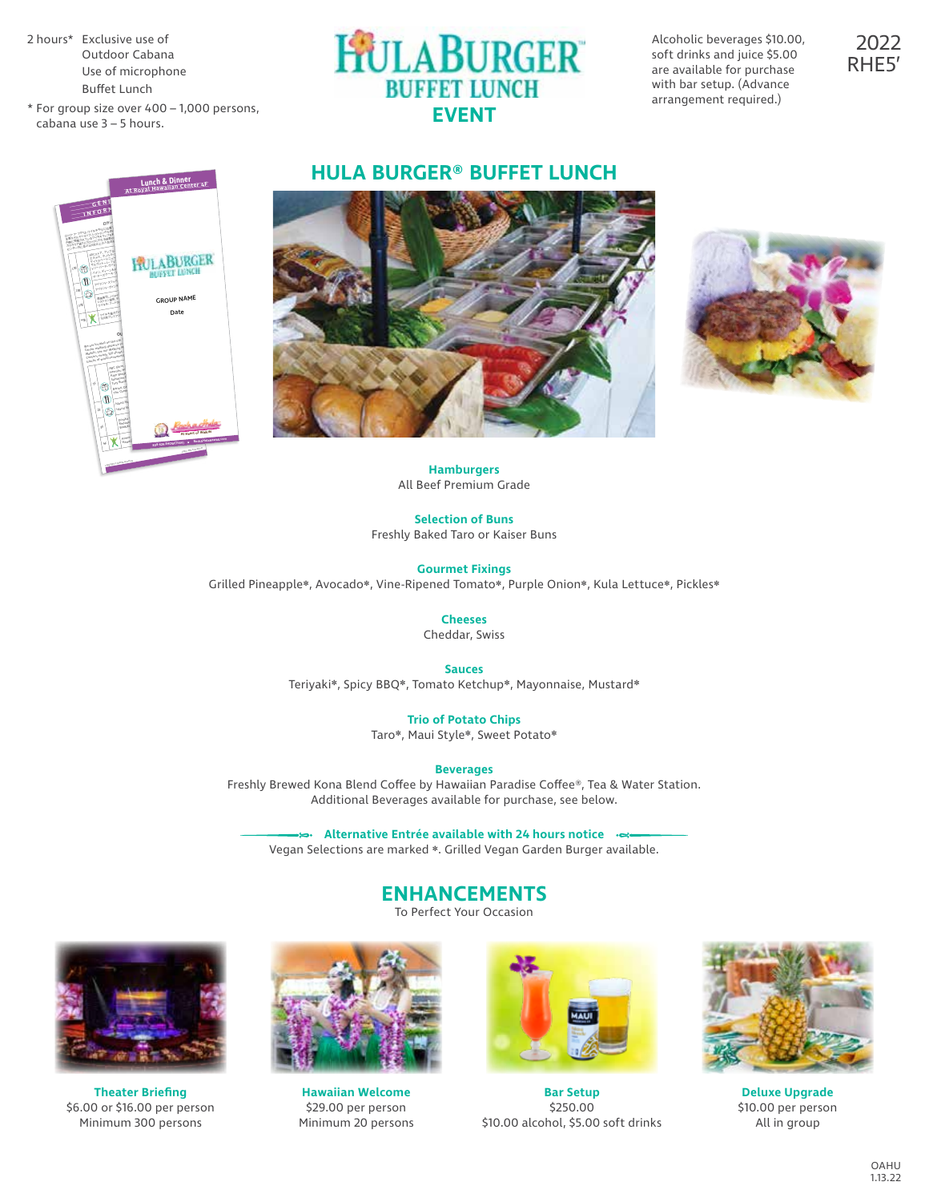2 hours* Exclusive use of Outdoor Cabana
Use of microphone
Buffet Lunch

* For group size over 400 – 1,000 persons, cabana use 3 – 5 hours.

# HULABURGER™ BUFFET LUNCH EVENT

Alcoholic beverages $10.00, soft drinks and juice $5.00 are available for purchase with bar setup. (Advance arrangement required.)

2022 RHE5'

## HULA BURGER® BUFFET LUNCH

**Hamburgers**
All Beef Premium Grade

**Selection of Buns**
Freshly Baked Taro or Kaiser Buns

**Gourmet Fixings**
Grilled Pineapple*, Avocado*, Vine-Ripened Tomato*, Purple Onion*, Kula Lettuce*, Pickles*

**Cheeses**
Cheddar, Swiss

**Sauces**
Teriyaki*, Spicy BBQ*, Tomato Ketchup*, Mayonnaise, Mustard*

**Trio of Potato Chips**
Taro*, Maui Style*, Sweet Potato*

**Beverages**
Freshly Brewed Kona Blend Coffee by Hawaiian Paradise Coffee®, Tea & Water Station.
Additional Beverages available for purchase, see below.

**Alternative Entrée available with 24 hours notice**
Vegan Selections are marked *. Grilled Vegan Garden Burger available.

## ENHANCEMENTS

To Perfect Your Occasion

**Theater Briefing**
$6.00 or $16.00 per person
Minimum 300 persons

**Hawaiian Welcome**
$29.00 per person
Minimum 20 persons

**Bar Setup**
$250.00
$10.00 alcohol, $5.00 soft drinks

**Deluxe Upgrade**
$10.00 per person
All in group

OAHU
1.13.22